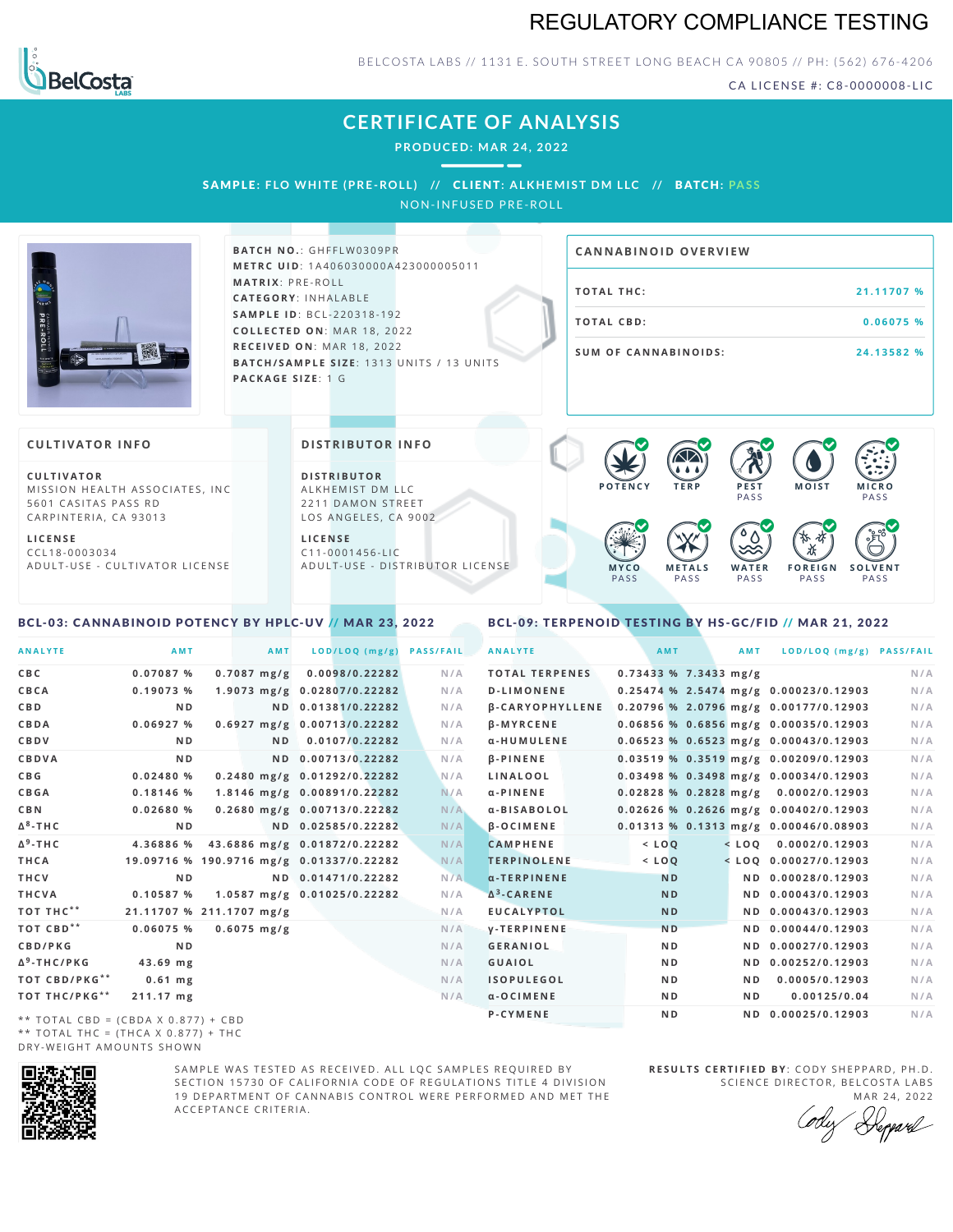# REGULATORY COMPLIANCE TESTING

BELCOSTA LABS // 1131 E. SOUTH STREET LONG BEACH CA 90805 // PH: (562) 676-4206

CA LICENSE #: C8-0000008-LIC

## CERTIFICATE OF ANALYSIS

PRODUCED: MAR 24, 2022

SAMPLE: FLO WHITE (PRE-ROLL) // CLIENT: ALKHEMIST DM LLC // BATCH: PASS

NON-INFUSED PRE-ROLL

**BATCH NO.**: GHFFLW0309PR
**METRC UID**: 1A406030000A423000005011
**MATRIX**: PRE-ROLL
**CATEGORY**: INHALABLE
**SAMPLE ID**: BCL-220318-192
**COLLECTED ON**: MAR 18, 2022
**RECEIVED ON**: MAR 18, 2022
**BATCH/SAMPLE SIZE**: 1313 UNITS / 13 UNITS
**PACKAGE SIZE**: 1 G

### CANNABINOID OVERVIEW

| | |
|---|---|
| TOTAL THC: | 21.11707 % |
| TOTAL CBD: | 0.06075 % |
| SUM OF CANNABINOIDS: | 24.13582 % |

### CULTIVATOR INFO

**CULTIVATOR**
MISSION HEALTH ASSOCIATES, INC
5601 CASITAS PASS RD
CARPINTERIA, CA 93013

**LICENSE**
CCL18-0003034
ADULT-USE - CULTIVATOR LICENSE

### DISTRIBUTOR INFO

**DISTRIBUTOR**
ALKHEMIST DM LLC
2211 DAMON STREET
LOS ANGELES, CA 9002

**LICENSE**
C11-0001456-LIC
ADULT-USE - DISTRIBUTOR LICENSE

POTENCY | TERP | PEST PASS | MOIST | MICRO PASS | MYCO PASS | METALS PASS | WATER PASS | FOREIGN PASS | SOLVENT PASS

### BCL-03: CANNABINOID POTENCY BY HPLC-UV // MAR 23, 2022

| ANALYTE | AMT | AMT | LOD/LOQ (mg/g) | PASS/FAIL |
|---|---|---|---|---|
| CBC | 0.07087 % | 0.7087 mg/g | 0.0098/0.22282 | N/A |
| CBCA | 0.19073 % | 1.9073 mg/g | 0.02807/0.22282 | N/A |
| CBD | ND | ND | 0.01381/0.22282 | N/A |
| CBDA | 0.06927 % | 0.6927 mg/g | 0.00713/0.22282 | N/A |
| CBDV | ND | ND | 0.0107/0.22282 | N/A |
| CBDVA | ND | ND | 0.00713/0.22282 | N/A |
| CBG | 0.02480 % | 0.2480 mg/g | 0.01292/0.22282 | N/A |
| CBGA | 0.18146 % | 1.8146 mg/g | 0.00891/0.22282 | N/A |
| CBN | 0.02680 % | 0.2680 mg/g | 0.00713/0.22282 | N/A |
| Δ⁸-THC | ND | ND | 0.02585/0.22282 | N/A |
| Δ⁹-THC | 4.36886 % | 43.6886 mg/g | 0.01872/0.22282 | N/A |
| THCA | 19.09716 % | 190.9716 mg/g | 0.01337/0.22282 | N/A |
| THCV | ND | ND | 0.01471/0.22282 | N/A |
| THCVA | 0.10587 % | 1.0587 mg/g | 0.01025/0.22282 | N/A |
| TOT THC** | 21.11707 % | 211.1707 mg/g | | N/A |
| TOT CBD** | 0.06075 % | 0.6075 mg/g | | N/A |
| CBD/PKG | ND | | | N/A |
| Δ⁹-THC/PKG | 43.69 mg | | | N/A |
| TOT CBD/PKG** | 0.61 mg | | | N/A |
| TOT THC/PKG** | 211.17 mg | | | N/A |

** TOTAL CBD = (CBDA X 0.877) + CBD
** TOTAL THC = (THCA X 0.877) + THC
DRY-WEIGHT AMOUNTS SHOWN

### BCL-09: TERPENOID TESTING BY HS-GC/FID // MAR 21, 2022

| ANALYTE | AMT | AMT | LOD/LOQ (mg/g) | PASS/FAIL |
|---|---|---|---|---|
| TOTAL TERPENES | 0.73433 % | 7.3433 mg/g | | N/A |
| D-LIMONENE | 0.25474 % | 2.5474 mg/g | 0.00023/0.12903 | N/A |
| β-CARYOPHYLLENE | 0.20796 % | 2.0796 mg/g | 0.00177/0.12903 | N/A |
| β-MYRCENE | 0.06856 % | 0.6856 mg/g | 0.00035/0.12903 | N/A |
| α-HUMULENE | 0.06523 % | 0.6523 mg/g | 0.00043/0.12903 | N/A |
| β-PINENE | 0.03519 % | 0.3519 mg/g | 0.00209/0.12903 | N/A |
| LINALOOL | 0.03498 % | 0.3498 mg/g | 0.00034/0.12903 | N/A |
| α-PINENE | 0.02828 % | 0.2828 mg/g | 0.0002/0.12903 | N/A |
| α-BISABOLOL | 0.02626 % | 0.2626 mg/g | 0.00402/0.12903 | N/A |
| β-OCIMENE | 0.01313 % | 0.1313 mg/g | 0.00046/0.08903 | N/A |
| CAMPHENE | < LOQ | < LOQ | 0.0002/0.12903 | N/A |
| TERPINOLENE | < LOQ | < LOQ | 0.00027/0.12903 | N/A |
| α-TERPINENE | ND | ND | 0.00028/0.12903 | N/A |
| Δ³-CARENE | ND | ND | 0.00043/0.12903 | N/A |
| EUCALYPTOL | ND | ND | 0.00043/0.12903 | N/A |
| γ-TERPINENE | ND | ND | 0.00044/0.12903 | N/A |
| GERANIOL | ND | ND | 0.00027/0.12903 | N/A |
| GUAIOL | ND | ND | 0.00252/0.12903 | N/A |
| ISOPULEGOL | ND | ND | 0.0005/0.12903 | N/A |
| α-OCIMENE | ND | ND | 0.00125/0.04 | N/A |
| P-CYMENE | ND | ND | 0.00025/0.12903 | N/A |

SAMPLE WAS TESTED AS RECEIVED. ALL LQC SAMPLES REQUIRED BY SECTION 15730 OF CALIFORNIA CODE OF REGULATIONS TITLE 4 DIVISION 19 DEPARTMENT OF CANNABIS CONTROL WERE PERFORMED AND MET THE ACCEPTANCE CRITERIA.

**RESULTS CERTIFIED BY**: CODY SHEPPARD, PH.D.
SCIENCE DIRECTOR, BELCOSTA LABS
MAR 24, 2022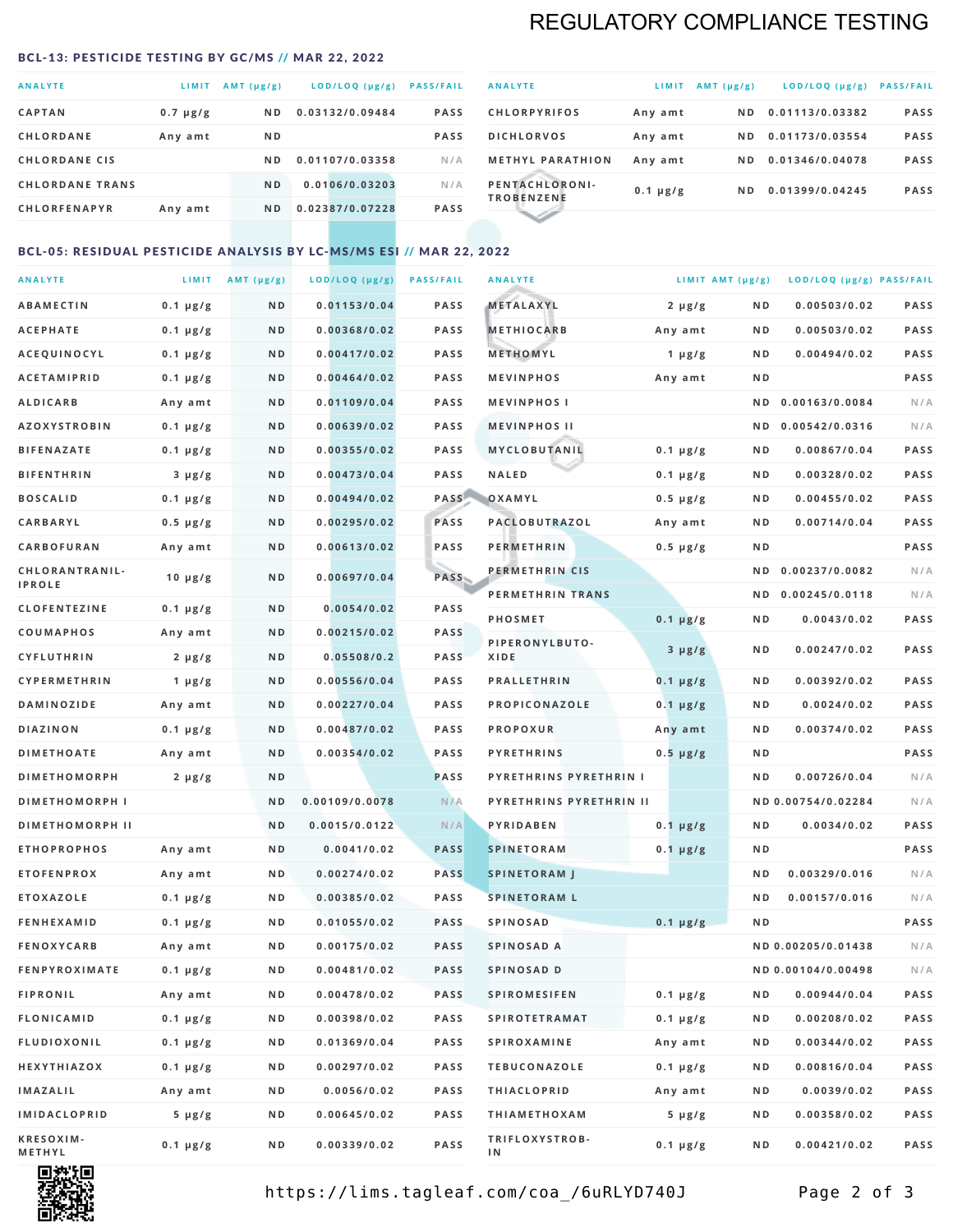# REGULATORY COMPLIANCE TESTING

## BCL-13: PESTICIDE TESTING BY GC/MS // MAR 22, 2022

| ANALYTE | LIMIT | AMT (µg/g) | LOD/LOQ (µg/g) | PASS/FAIL |
|---|---|---|---|---|
| CAPTAN | 0.7 µg/g | ND | 0.03132/0.09484 | PASS |
| CHLORDANE | Any amt | ND | | PASS |
| CHLORDANE CIS | | ND | 0.01107/0.03358 | N/A |
| CHLORDANE TRANS | | ND | 0.0106/0.03203 | N/A |
| CHLORFENAPYR | Any amt | ND | 0.02387/0.07228 | PASS |
| CHLORPYRIFOS | Any amt | ND | 0.01113/0.03382 | PASS |
| DICHLORVOS | Any amt | ND | 0.01173/0.03554 | PASS |
| METHYL PARATHION | Any amt | ND | 0.01346/0.04078 | PASS |
| PENTACHLORONITROBENZENE | 0.1 µg/g | ND | 0.01399/0.04245 | PASS |

## BCL-05: RESIDUAL PESTICIDE ANALYSIS BY LC-MS/MS ESI // MAR 22, 2022

| ANALYTE | LIMIT | AMT (µg/g) | LOD/LOQ (µg/g) | PASS/FAIL |
|---|---|---|---|---|
| ABAMECTIN | 0.1 µg/g | ND | 0.01153/0.04 | PASS |
| ACEPHATE | 0.1 µg/g | ND | 0.00368/0.02 | PASS |
| ACEQUINOCYL | 0.1 µg/g | ND | 0.00417/0.02 | PASS |
| ACETAMIPRID | 0.1 µg/g | ND | 0.00464/0.02 | PASS |
| ALDICARB | Any amt | ND | 0.01109/0.04 | PASS |
| AZOXYSTROBIN | 0.1 µg/g | ND | 0.00639/0.02 | PASS |
| BIFENAZATE | 0.1 µg/g | ND | 0.00355/0.02 | PASS |
| BIFENTHRIN | 3 µg/g | ND | 0.00473/0.04 | PASS |
| BOSCALID | 0.1 µg/g | ND | 0.00494/0.02 | PASS |
| CARBARYL | 0.5 µg/g | ND | 0.00295/0.02 | PASS |
| CARBOFURAN | Any amt | ND | 0.00613/0.02 | PASS |
| CHLORANTRANILIPROLE | 10 µg/g | ND | 0.00697/0.04 | PASS |
| CLOFENTEZINE | 0.1 µg/g | ND | 0.0054/0.02 | PASS |
| COUMAPHOS | Any amt | ND | 0.00215/0.02 | PASS |
| CYFLUTHRIN | 2 µg/g | ND | 0.05508/0.2 | PASS |
| CYPERMETHRIN | 1 µg/g | ND | 0.00556/0.04 | PASS |
| DAMINOZIDE | Any amt | ND | 0.00227/0.04 | PASS |
| DIAZINON | 0.1 µg/g | ND | 0.00487/0.02 | PASS |
| DIMETHOATE | Any amt | ND | 0.00354/0.02 | PASS |
| DIMETHOMORPH | 2 µg/g | ND | | PASS |
| DIMETHOMORPH I | | ND | 0.00109/0.0078 | N/A |
| DIMETHOMORPH II | | ND | 0.0015/0.0122 | N/A |
| ETHOPROPHOS | Any amt | ND | 0.0041/0.02 | PASS |
| ETOFENPROX | Any amt | ND | 0.00274/0.02 | PASS |
| ETOXAZOLE | 0.1 µg/g | ND | 0.00385/0.02 | PASS |
| FENHEXAMID | 0.1 µg/g | ND | 0.01055/0.02 | PASS |
| FENOXYCARB | Any amt | ND | 0.00175/0.02 | PASS |
| FENPYROXIMATE | 0.1 µg/g | ND | 0.00481/0.02 | PASS |
| FIPRONIL | Any amt | ND | 0.00478/0.02 | PASS |
| FLONICAMID | 0.1 µg/g | ND | 0.00398/0.02 | PASS |
| FLUDIOXONIL | 0.1 µg/g | ND | 0.01369/0.04 | PASS |
| HEXYTHIAZOX | 0.1 µg/g | ND | 0.00297/0.02 | PASS |
| IMAZALIL | Any amt | ND | 0.0056/0.02 | PASS |
| IMIDACLOPRID | 5 µg/g | ND | 0.00645/0.02 | PASS |
| KRESOXIM-METHYL | 0.1 µg/g | ND | 0.00339/0.02 | PASS |
| METALAXYL | 2 µg/g | ND | 0.00503/0.02 | PASS |
| METHIOCARB | Any amt | ND | 0.00503/0.02 | PASS |
| METHOMYL | 1 µg/g | ND | 0.00494/0.02 | PASS |
| MEVINPHOS | Any amt | ND | | PASS |
| MEVINPHOS I | | ND | 0.00163/0.0084 | N/A |
| MEVINPHOS II | | ND | 0.00542/0.0316 | N/A |
| MYCLOBUTANIL | 0.1 µg/g | ND | 0.00867/0.04 | PASS |
| NALED | 0.1 µg/g | ND | 0.00328/0.02 | PASS |
| OXAMYL | 0.5 µg/g | ND | 0.00455/0.02 | PASS |
| PACLOBUTRAZOL | Any amt | ND | 0.00714/0.04 | PASS |
| PERMETHRIN | 0.5 µg/g | ND | | PASS |
| PERMETHRIN CIS | | ND | 0.00237/0.0082 | N/A |
| PERMETHRIN TRANS | | ND | 0.00245/0.0118 | N/A |
| PHOSMET | 0.1 µg/g | ND | 0.0043/0.02 | PASS |
| PIPERONYLBUTOXIDE | 3 µg/g | ND | 0.00247/0.02 | PASS |
| PRALLETHRIN | 0.1 µg/g | ND | 0.00392/0.02 | PASS |
| PROPICONAZOLE | 0.1 µg/g | ND | 0.0024/0.02 | PASS |
| PROPOXUR | Any amt | ND | 0.00374/0.02 | PASS |
| PYRETHRINS | 0.5 µg/g | ND | | PASS |
| PYRETHRINS PYRETHRIN I | | ND | 0.00726/0.04 | N/A |
| PYRETHRINS PYRETHRIN II | | ND | 0.00754/0.02284 | N/A |
| PYRIDABEN | 0.1 µg/g | ND | 0.0034/0.02 | PASS |
| SPINETORAM | 0.1 µg/g | ND | | PASS |
| SPINETORAM J | | ND | 0.00329/0.016 | N/A |
| SPINETORAM L | | ND | 0.00157/0.016 | N/A |
| SPINOSAD | 0.1 µg/g | ND | | PASS |
| SPINOSAD A | | ND | 0.00205/0.01438 | N/A |
| SPINOSAD D | | ND | 0.00104/0.00498 | N/A |
| SPIROMESIFEN | 0.1 µg/g | ND | 0.00944/0.04 | PASS |
| SPIROTETRAMAT | 0.1 µg/g | ND | 0.00208/0.02 | PASS |
| SPIROXAMINE | Any amt | ND | 0.00344/0.02 | PASS |
| TEBUCONAZOLE | 0.1 µg/g | ND | 0.00816/0.04 | PASS |
| THIACLOPRID | Any amt | ND | 0.0039/0.02 | PASS |
| THIAMETHOXAM | 5 µg/g | ND | 0.00358/0.02 | PASS |
| TRIFLOXYSTROBIN | 0.1 µg/g | ND | 0.00421/0.02 | PASS |

https://lims.tagleaf.com/coa_/6uRLYD740J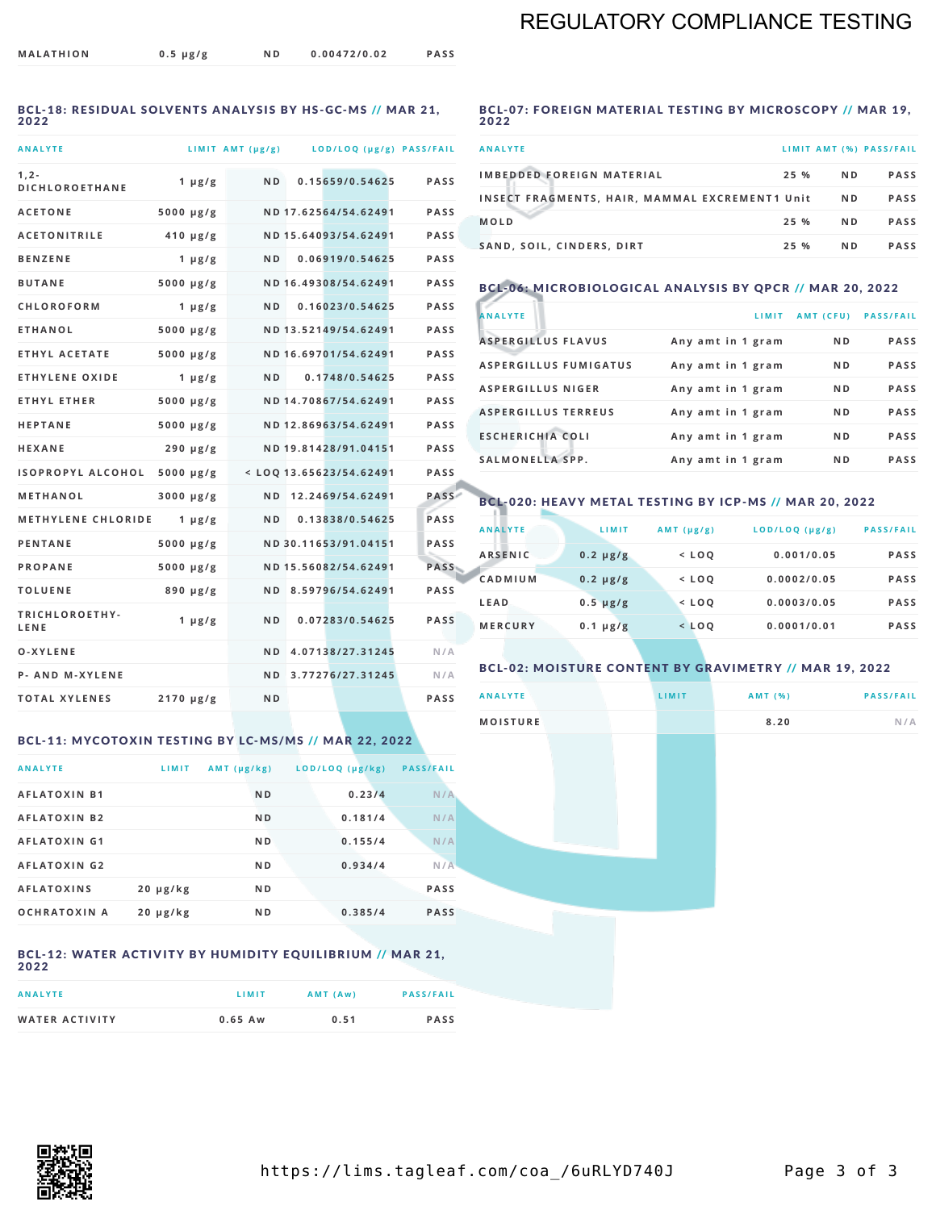# REGULATORY COMPLIANCE TESTING

| | | | | |
|---|---|---|---|---|
| MALATHION | 0.5 µg/g | ND | 0.00472/0.02 | PASS |

## BCL-18: RESIDUAL SOLVENTS ANALYSIS BY HS-GC-MS // MAR 21, 2022

| ANALYTE | LIMIT | AMT (µg/g) | LOD/LOQ (µg/g) | PASS/FAIL |
|---|---|---|---|---|
| 1,2-DICHLOROETHANE | 1 µg/g | ND | 0.15659/0.54625 | PASS |
| ACETONE | 5000 µg/g | ND | 17.62564/54.62491 | PASS |
| ACETONITRILE | 410 µg/g | ND | 15.64093/54.62491 | PASS |
| BENZENE | 1 µg/g | ND | 0.06919/0.54625 | PASS |
| BUTANE | 5000 µg/g | ND | 16.49308/54.62491 | PASS |
| CHLOROFORM | 1 µg/g | ND | 0.16023/0.54625 | PASS |
| ETHANOL | 5000 µg/g | ND | 13.52149/54.62491 | PASS |
| ETHYL ACETATE | 5000 µg/g | ND | 16.69701/54.62491 | PASS |
| ETHYLENE OXIDE | 1 µg/g | ND | 0.1748/0.54625 | PASS |
| ETHYL ETHER | 5000 µg/g | ND | 14.70867/54.62491 | PASS |
| HEPTANE | 5000 µg/g | ND | 12.86963/54.62491 | PASS |
| HEXANE | 290 µg/g | ND | 19.81428/91.04151 | PASS |
| ISOPROPYL ALCOHOL | 5000 µg/g | < LOQ | 13.65623/54.62491 | PASS |
| METHANOL | 3000 µg/g | ND | 12.2469/54.62491 | PASS |
| METHYLENE CHLORIDE | 1 µg/g | ND | 0.13838/0.54625 | PASS |
| PENTANE | 5000 µg/g | ND | 30.11653/91.04151 | PASS |
| PROPANE | 5000 µg/g | ND | 15.56082/54.62491 | PASS |
| TOLUENE | 890 µg/g | ND | 8.59796/54.62491 | PASS |
| TRICHLOROETHYLENE | 1 µg/g | ND | 0.07283/0.54625 | PASS |
| O-XYLENE | | ND | 4.07138/27.31245 | N/A |
| P- AND M-XYLENE | | ND | 3.77276/27.31245 | N/A |
| TOTAL XYLENES | 2170 µg/g | ND | | PASS |

## BCL-11: MYCOTOXIN TESTING BY LC-MS/MS // MAR 22, 2022

| ANALYTE | LIMIT | AMT (µg/kg) | LOD/LOQ (µg/kg) | PASS/FAIL |
|---|---|---|---|---|
| AFLATOXIN B1 | | ND | 0.23/4 | N/A |
| AFLATOXIN B2 | | ND | 0.181/4 | N/A |
| AFLATOXIN G1 | | ND | 0.155/4 | N/A |
| AFLATOXIN G2 | | ND | 0.934/4 | N/A |
| AFLATOXINS | 20 µg/kg | ND | | PASS |
| OCHRATOXIN A | 20 µg/kg | ND | 0.385/4 | PASS |

## BCL-12: WATER ACTIVITY BY HUMIDITY EQUILIBRIUM // MAR 21, 2022

| ANALYTE | LIMIT | AMT (Aw) | PASS/FAIL |
|---|---|---|---|
| WATER ACTIVITY | 0.65 Aw | 0.51 | PASS |

## BCL-07: FOREIGN MATERIAL TESTING BY MICROSCOPY // MAR 19, 2022

| ANALYTE | LIMIT | AMT (%) | PASS/FAIL |
|---|---|---|---|
| IMBEDDED FOREIGN MATERIAL | 25 % | ND | PASS |
| INSECT FRAGMENTS, HAIR, MAMMAL EXCREMENT | 1 Unit | ND | PASS |
| MOLD | 25 % | ND | PASS |
| SAND, SOIL, CINDERS, DIRT | 25 % | ND | PASS |

## BCL-06: MICROBIOLOGICAL ANALYSIS BY QPCR // MAR 20, 2022

| ANALYTE | LIMIT | AMT (CFU) | PASS/FAIL |
|---|---|---|---|
| ASPERGILLUS FLAVUS | Any amt in 1 gram | ND | PASS |
| ASPERGILLUS FUMIGATUS | Any amt in 1 gram | ND | PASS |
| ASPERGILLUS NIGER | Any amt in 1 gram | ND | PASS |
| ASPERGILLUS TERREUS | Any amt in 1 gram | ND | PASS |
| ESCHERICHIA COLI | Any amt in 1 gram | ND | PASS |
| SALMONELLA SPP. | Any amt in 1 gram | ND | PASS |

## BCL-020: HEAVY METAL TESTING BY ICP-MS // MAR 20, 2022

| ANALYTE | LIMIT | AMT (µg/g) | LOD/LOQ (µg/g) | PASS/FAIL |
|---|---|---|---|---|
| ARSENIC | 0.2 µg/g | < LOQ | 0.001/0.05 | PASS |
| CADMIUM | 0.2 µg/g | < LOQ | 0.0002/0.05 | PASS |
| LEAD | 0.5 µg/g | < LOQ | 0.0003/0.05 | PASS |
| MERCURY | 0.1 µg/g | < LOQ | 0.0001/0.01 | PASS |

## BCL-02: MOISTURE CONTENT BY GRAVIMETRY // MAR 19, 2022

| ANALYTE | LIMIT | AMT (%) | PASS/FAIL |
|---|---|---|---|
| MOISTURE | | 8.20 | N/A |

https://lims.tagleaf.com/coa_/6uRLYD740J